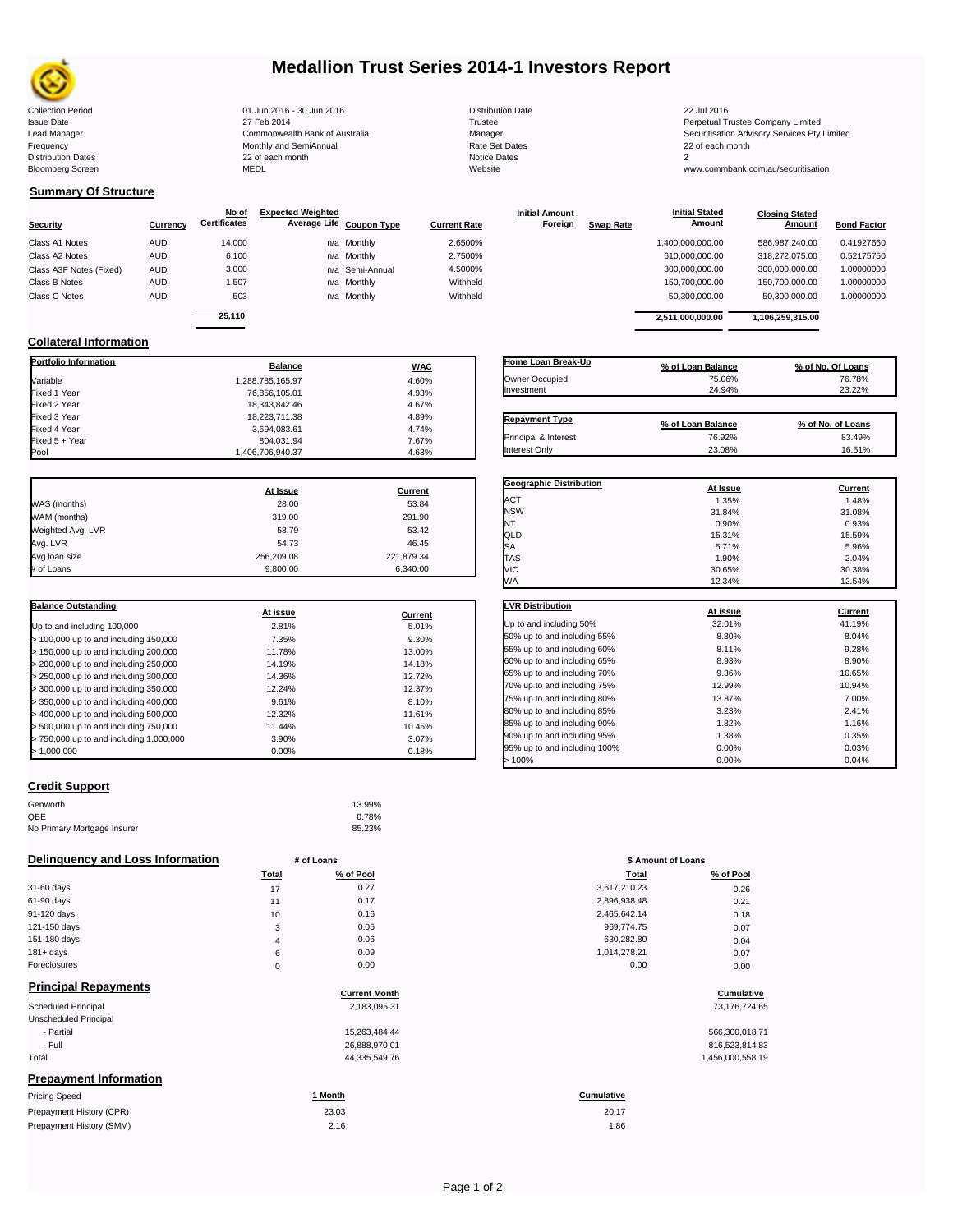# Medallion Trust Series 2014-1 Investors Report

| | | | |
|---|---|---|---|
| Collection Period | 01 Jun 2016 - 30 Jun 2016 | Distribution Date | 22 Jul 2016 |
| Issue Date | 27 Feb 2014 | Trustee | Perpetual Trustee Company Limited |
| Lead Manager | Commonwealth Bank of Australia | Manager | Securitisation Advisory Services Pty Limited |
| Frequency | Monthly and SemiAnnual | Rate Set Dates | 22 of each month |
| Distribution Dates | 22 of each month | Notice Dates | 2 |
| Bloomberg Screen | MEDL | Website | www.commbank.com.au/securitisation |

## Summary Of Structure

| Security | Currency | No of Certificates | Expected Weighted Average Life | Coupon Type | Current Rate | Initial Amount Foreign | Swap Rate | Initial Stated Amount | Closing Stated Amount | Bond Factor |
|---|---|---|---|---|---|---|---|---|---|---|
| Class A1 Notes | AUD | 14,000 | n/a | Monthly | 2.6500% | | | 1,400,000,000.00 | 586,987,240.00 | 0.41927660 |
| Class A2 Notes | AUD | 6,100 | n/a | Monthly | 2.7500% | | | 610,000,000.00 | 318,272,075.00 | 0.52175750 |
| Class A3F Notes (Fixed) | AUD | 3,000 | n/a | Semi-Annual | 4.5000% | | | 300,000,000.00 | 300,000,000.00 | 1.00000000 |
| Class B Notes | AUD | 1,507 | n/a | Monthly | Withheld | | | 150,700,000.00 | 150,700,000.00 | 1.00000000 |
| Class C Notes | AUD | 503 | n/a | Monthly | Withheld | | | 50,300,000.00 | 50,300,000.00 | 1.00000000 |
| | | 25,110 | | | | | | 2,511,000,000.00 | 1,106,259,315.00 | |

## Collateral Information

| Portfolio Information | Balance | WAC |
|---|---|---|
| Variable | 1,288,785,165.97 | 4.60% |
| Fixed 1 Year | 76,856,105.01 | 4.93% |
| Fixed 2 Year | 18,343,842.46 | 4.67% |
| Fixed 3 Year | 18,223,711.38 | 4.89% |
| Fixed 4 Year | 3,694,083.61 | 4.74% |
| Fixed 5 + Year | 804,031.94 | 7.67% |
| Pool | 1,406,706,940.37 | 4.63% |

| Home Loan Break-Up | % of Loan Balance | % of No. Of Loans |
|---|---|---|
| Owner Occupied | 75.06% | 76.78% |
| Investment | 24.94% | 23.22% |

| Repayment Type | % of Loan Balance | % of No. of Loans |
|---|---|---|
| Principal & Interest | 76.92% | 83.49% |
| Interest Only | 23.08% | 16.51% |

| | At Issue | Current |
|---|---|---|
| WAS (months) | 28.00 | 53.84 |
| WAM (months) | 319.00 | 291.90 |
| Weighted Avg. LVR | 58.79 | 53.42 |
| Avg. LVR | 54.73 | 46.45 |
| Avg loan size | 256,209.08 | 221,879.34 |
| # of Loans | 9,800.00 | 6,340.00 |

| Geographic Distribution | At Issue | Current |
|---|---|---|
| ACT | 1.35% | 1.48% |
| NSW | 31.84% | 31.08% |
| NT | 0.90% | 0.93% |
| QLD | 15.31% | 15.59% |
| SA | 5.71% | 5.96% |
| TAS | 1.90% | 2.04% |
| VIC | 30.65% | 30.38% |
| WA | 12.34% | 12.54% |

| Balance Outstanding | At issue | Current |
|---|---|---|
| Up to and including 100,000 | 2.81% | 5.01% |
| > 100,000 up to and including 150,000 | 7.35% | 9.30% |
| > 150,000 up to and including 200,000 | 11.78% | 13.00% |
| > 200,000 up to and including 250,000 | 14.19% | 14.18% |
| > 250,000 up to and including 300,000 | 14.36% | 12.72% |
| > 300,000 up to and including 350,000 | 12.24% | 12.37% |
| > 350,000 up to and including 400,000 | 9.61% | 8.10% |
| > 400,000 up to and including 500,000 | 12.32% | 11.61% |
| > 500,000 up to and including 750,000 | 11.44% | 10.45% |
| > 750,000 up to and including 1,000,000 | 3.90% | 3.07% |
| > 1,000,000 | 0.00% | 0.18% |

| LVR Distribution | At issue | Current |
|---|---|---|
| Up to and including 50% | 32.01% | 41.19% |
| 50% up to and including 55% | 8.30% | 8.04% |
| 55% up to and including 60% | 8.11% | 9.28% |
| 60% up to and including 65% | 8.93% | 8.90% |
| 65% up to and including 70% | 9.36% | 10.65% |
| 70% up to and including 75% | 12.99% | 10.94% |
| 75% up to and including 80% | 13.87% | 7.00% |
| 80% up to and including 85% | 3.23% | 2.41% |
| 85% up to and including 90% | 1.82% | 1.16% |
| 90% up to and including 95% | 1.38% | 0.35% |
| 95% up to and including 100% | 0.00% | 0.03% |
| > 100% | 0.00% | 0.04% |

## Credit Support

| | |
|---|---|
| Genworth | 13.99% |
| QBE | 0.78% |
| No Primary Mortgage Insurer | 85.23% |

## Delinquency and Loss Information

| | # of Loans Total | # of Loans % of Pool | \$ Amount of Loans Total | \$ Amount of Loans % of Pool |
|---|---|---|---|---|
| 31-60 days | 17 | 0.27 | 3,617,210.23 | 0.26 |
| 61-90 days | 11 | 0.17 | 2,896,938.48 | 0.21 |
| 91-120 days | 10 | 0.16 | 2,465,642.14 | 0.18 |
| 121-150 days | 3 | 0.05 | 969,774.75 | 0.07 |
| 151-180 days | 4 | 0.06 | 630,282.80 | 0.04 |
| 181+ days | 6 | 0.09 | 1,014,278.21 | 0.07 |
| Foreclosures | 0 | 0.00 | 0.00 | 0.00 |

## Principal Repayments

| | Current Month | Cumulative |
|---|---|---|
| Scheduled Principal | 2,183,095.31 | 73,176,724.65 |
| Unscheduled Principal | | |
| - Partial | 15,263,484.44 | 566,300,018.71 |
| - Full | 26,888,970.01 | 816,523,814.83 |
| Total | 44,335,549.76 | 1,456,000,558.19 |

## Prepayment Information

| Pricing Speed | 1 Month | Cumulative |
|---|---|---|
| Prepayment History (CPR) | 23.03 | 20.17 |
| Prepayment History (SMM) | 2.16 | 1.86 |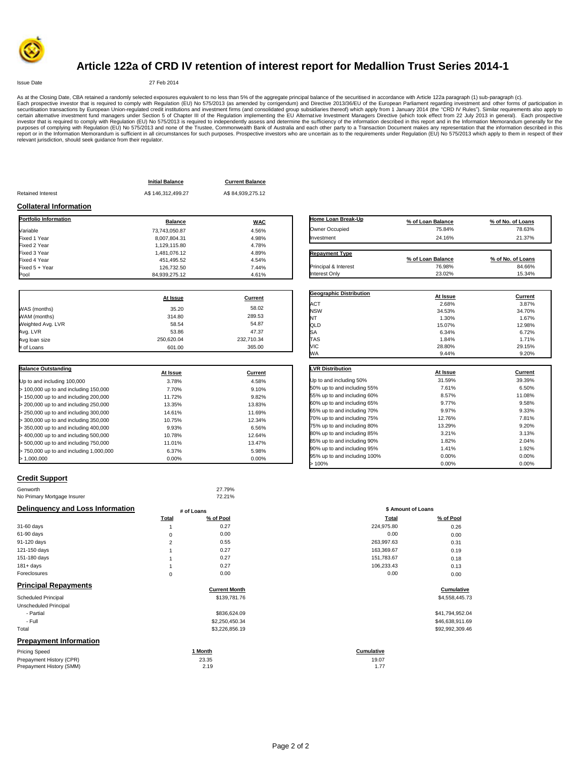# Article 122a of CRD IV retention of interest report for Medallion Trust Series 2014-1

Issue Date 27 Feb 2014

As at the Closing Date, CBA retained a randomly selected exposures equivalent to no less than 5% of the aggregate principal balance of the securitised in accordance with Article 122a paragraph (1) sub-paragraph (c). Each prospective investor that is required to comply with Regulation (EU) No 575/2013 (as amended by corrigendum) and Directive 2013/36/EU of the European Parliament regarding investment and other forms of participation in securitisation transactions by European Union-regulated credit institutions and investment firms (and consolidated group subsidiaries thereof) which apply from 1 January 2014 (the "CRD IV Rules"). Similar requirements also apply to certain alternative investment fund managers under Section 5 of Chapter III of the Regulation implementing the EU Alternative Investment Managers Directive (which took effect from 22 July 2013 in general). Each prospective investor that is required to comply with Regulation (EU) No 575/2013 is required to independently assess and determine the sufficiency of the information described in this report and in the Information Memorandum generally for the purposes of complying with Regulation (EU) No 575/2013 and none of the Trustee, Commonwealth Bank of Australia and each other party to a Transaction Document makes any representation that the information described in this report or in the Information Memorandum is sufficient in all circumstances for such purposes. Prospective investors who are uncertain as to the requirements under Regulation (EU) No 575/2013 which apply to them in respect of their relevant jurisdiction, should seek guidance from their regulator.

| | Initial Balance | Current Balance |
|---|---|---|
| Retained Interest | A$ 146,312,499.27 | A$ 84,939,275.12 |

## Collateral Information

| Portfolio Information | Balance | WAC |
|---|---|---|
| Variable | 73,743,050.87 | 4.56% |
| Fixed 1 Year | 8,007,804.31 | 4.98% |
| Fixed 2 Year | 1,129,115.80 | 4.78% |
| Fixed 3 Year | 1,481,076.12 | 4.89% |
| Fixed 4 Year | 451,495.52 | 4.54% |
| Fixed 5 + Year | 126,732.50 | 7.44% |
| Pool | 84,939,275.12 | 4.61% |

| Home Loan Break-Up | % of Loan Balance | % of No. of Loans |
|---|---|---|
| Owner Occupied | 75.84% | 78.63% |
| Investment | 24.16% | 21.37% |

| Repayment Type | % of Loan Balance | % of No. of Loans |
|---|---|---|
| Principal & Interest | 76.98% | 84.66% |
| Interest Only | 23.02% | 15.34% |

| | At Issue | Current |
|---|---|---|
| WAS (months) | 35.20 | 58.02 |
| WAM (months) | 314.80 | 289.53 |
| Weighted Avg. LVR | 58.54 | 54.87 |
| Avg. LVR | 53.86 | 47.37 |
| Avg loan size | 250,620.04 | 232,710.34 |
| # of Loans | 601.00 | 365.00 |

| Geographic Distribution | At Issue | Current |
|---|---|---|
| ACT | 2.68% | 3.87% |
| NSW | 34.53% | 34.70% |
| NT | 1.30% | 1.67% |
| QLD | 15.07% | 12.98% |
| SA | 6.34% | 6.72% |
| TAS | 1.84% | 1.71% |
| VIC | 28.80% | 29.15% |
| WA | 9.44% | 9.20% |

| Balance Outstanding | At Issue | Current |
|---|---|---|
| Up to and including 100,000 | 3.78% | 4.58% |
| > 100,000 up to and including 150,000 | 7.70% | 9.10% |
| > 150,000 up to and including 200,000 | 11.72% | 9.82% |
| > 200,000 up to and including 250,000 | 13.35% | 13.83% |
| > 250,000 up to and including 300,000 | 14.61% | 11.69% |
| > 300,000 up to and including 350,000 | 10.75% | 12.34% |
| > 350,000 up to and including 400,000 | 9.93% | 6.56% |
| > 400,000 up to and including 500,000 | 10.78% | 12.64% |
| > 500,000 up to and including 750,000 | 11.01% | 13.47% |
| > 750,000 up to and including 1,000,000 | 6.37% | 5.98% |
| > 1,000,000 | 0.00% | 0.00% |

| LVR Distribution | At Issue | Current |
|---|---|---|
| Up to and including 50% | 31.59% | 39.39% |
| 50% up to and including 55% | 7.61% | 6.50% |
| 55% up to and including 60% | 8.57% | 11.08% |
| 60% up to and including 65% | 9.77% | 9.58% |
| 65% up to and including 70% | 9.97% | 9.33% |
| 70% up to and including 75% | 12.76% | 7.81% |
| 75% up to and including 80% | 13.29% | 9.20% |
| 80% up to and including 85% | 3.21% | 3.13% |
| 85% up to and including 90% | 1.82% | 2.04% |
| 90% up to and including 95% | 1.41% | 1.92% |
| 95% up to and including 100% | 0.00% | 0.00% |
| > 100% | 0.00% | 0.00% |

## Credit Support

| | |
|---|---|
| Genworth | 27.79% |
| No Primary Mortgage Insurer | 72.21% |

## Delinquency and Loss Information

| | # of Loans Total | # of Loans % of Pool | $ Amount of Loans Total | $ Amount of Loans % of Pool |
|---|---|---|---|---|
| 31-60 days | 1 | 0.27 | 224,975.80 | 0.26 |
| 61-90 days | 0 | 0.00 | 0.00 | 0.00 |
| 91-120 days | 2 | 0.55 | 263,997.63 | 0.31 |
| 121-150 days | 1 | 0.27 | 163,369.67 | 0.19 |
| 151-180 days | 1 | 0.27 | 151,783.67 | 0.18 |
| 181+ days | 1 | 0.27 | 106,233.43 | 0.13 |
| Foreclosures | 0 | 0.00 | 0.00 | 0.00 |

## Principal Repayments

| | Current Month | Cumulative |
|---|---|---|
| Scheduled Principal | $139,781.76 | $4,558,445.73 |
| Unscheduled Principal | | |
| - Partial | $836,624.09 | $41,794,952.04 |
| - Full | $2,250,450.34 | $46,638,911.69 |
| Total | $3,226,856.19 | $92,992,309.46 |

## Prepayment Information

| Pricing Speed | 1 Month | Cumulative |
|---|---|---|
| Prepayment History (CPR) | 23.35 | 19.07 |
| Prepayment History (SMM) | 2.19 | 1.77 |